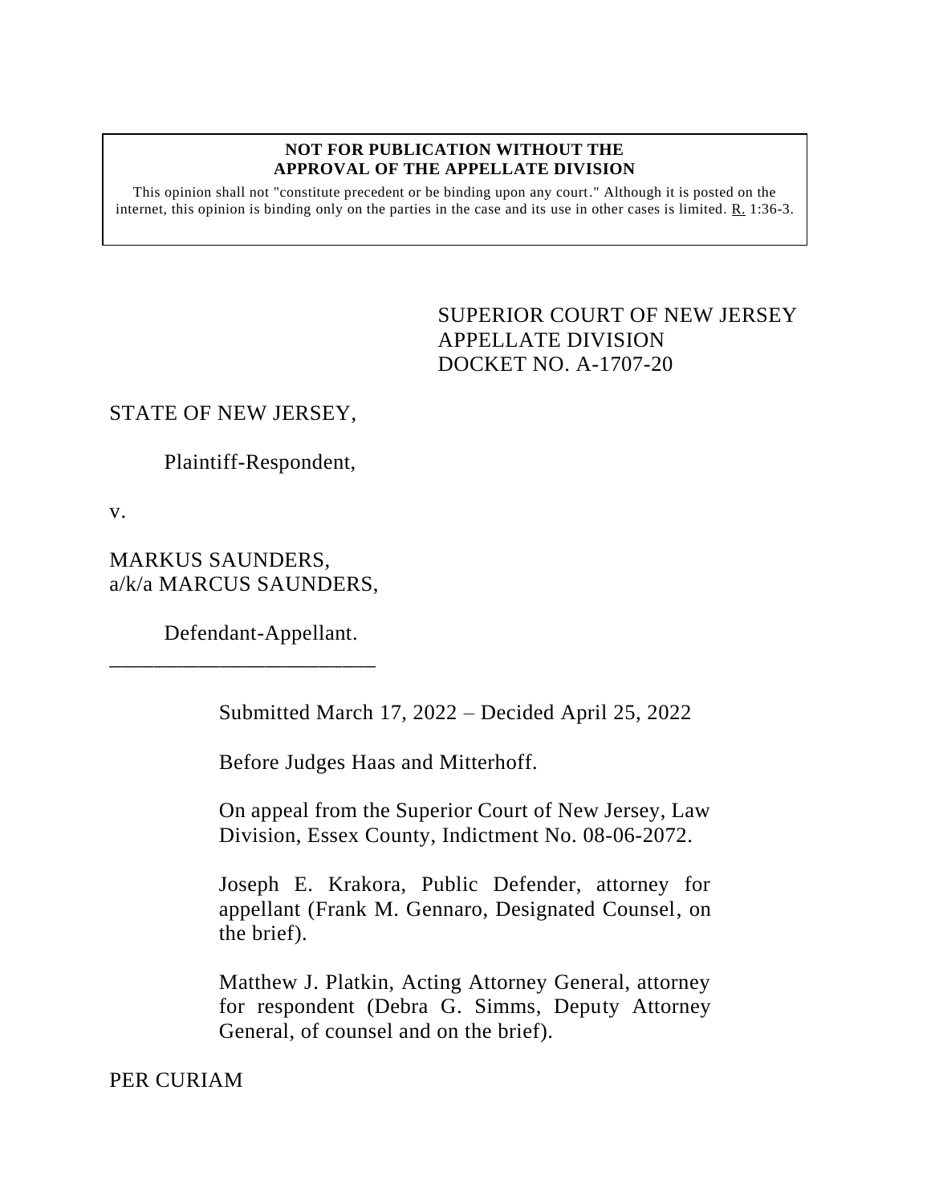**NOT FOR PUBLICATION WITHOUT THE APPROVAL OF THE APPELLATE DIVISION**

This opinion shall not "constitute precedent or be binding upon any court." Although it is posted on the internet, this opinion is binding only on the parties in the case and its use in other cases is limited. R. 1:36-3.

SUPERIOR COURT OF NEW JERSEY
APPELLATE DIVISION
DOCKET NO. A-1707-20

STATE OF NEW JERSEY,

Plaintiff-Respondent,

v.

MARKUS SAUNDERS,
a/k/a MARCUS SAUNDERS,

Defendant-Appellant.

\_\_\_\_\_\_\_\_\_\_\_\_\_\_\_\_\_\_\_\_\_\_\_\_\_\_

Submitted March 17, 2022 – Decided April 25, 2022

Before Judges Haas and Mitterhoff.

On appeal from the Superior Court of New Jersey, Law Division, Essex County, Indictment No. 08-06-2072.

Joseph E. Krakora, Public Defender, attorney for appellant (Frank M. Gennaro, Designated Counsel, on the brief).

Matthew J. Platkin, Acting Attorney General, attorney for respondent (Debra G. Simms, Deputy Attorney General, of counsel and on the brief).

PER CURIAM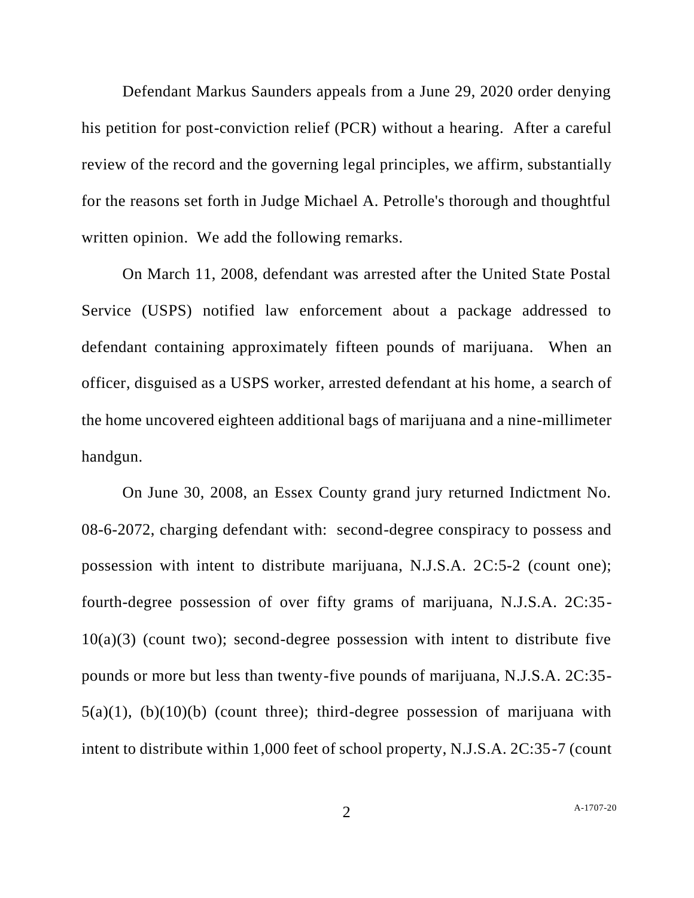Defendant Markus Saunders appeals from a June 29, 2020 order denying his petition for post-conviction relief (PCR) without a hearing. After a careful review of the record and the governing legal principles, we affirm, substantially for the reasons set forth in Judge Michael A. Petrolle's thorough and thoughtful written opinion. We add the following remarks.

On March 11, 2008, defendant was arrested after the United State Postal Service (USPS) notified law enforcement about a package addressed to defendant containing approximately fifteen pounds of marijuana. When an officer, disguised as a USPS worker, arrested defendant at his home, a search of the home uncovered eighteen additional bags of marijuana and a nine-millimeter handgun.

On June 30, 2008, an Essex County grand jury returned Indictment No. 08-6-2072, charging defendant with: second-degree conspiracy to possess and possession with intent to distribute marijuana, N.J.S.A. 2C:5-2 (count one); fourth-degree possession of over fifty grams of marijuana, N.J.S.A. 2C:35-10(a)(3) (count two); second-degree possession with intent to distribute five pounds or more but less than twenty-five pounds of marijuana, N.J.S.A. 2C:35-5(a)(1), (b)(10)(b) (count three); third-degree possession of marijuana with intent to distribute within 1,000 feet of school property, N.J.S.A. 2C:35-7 (count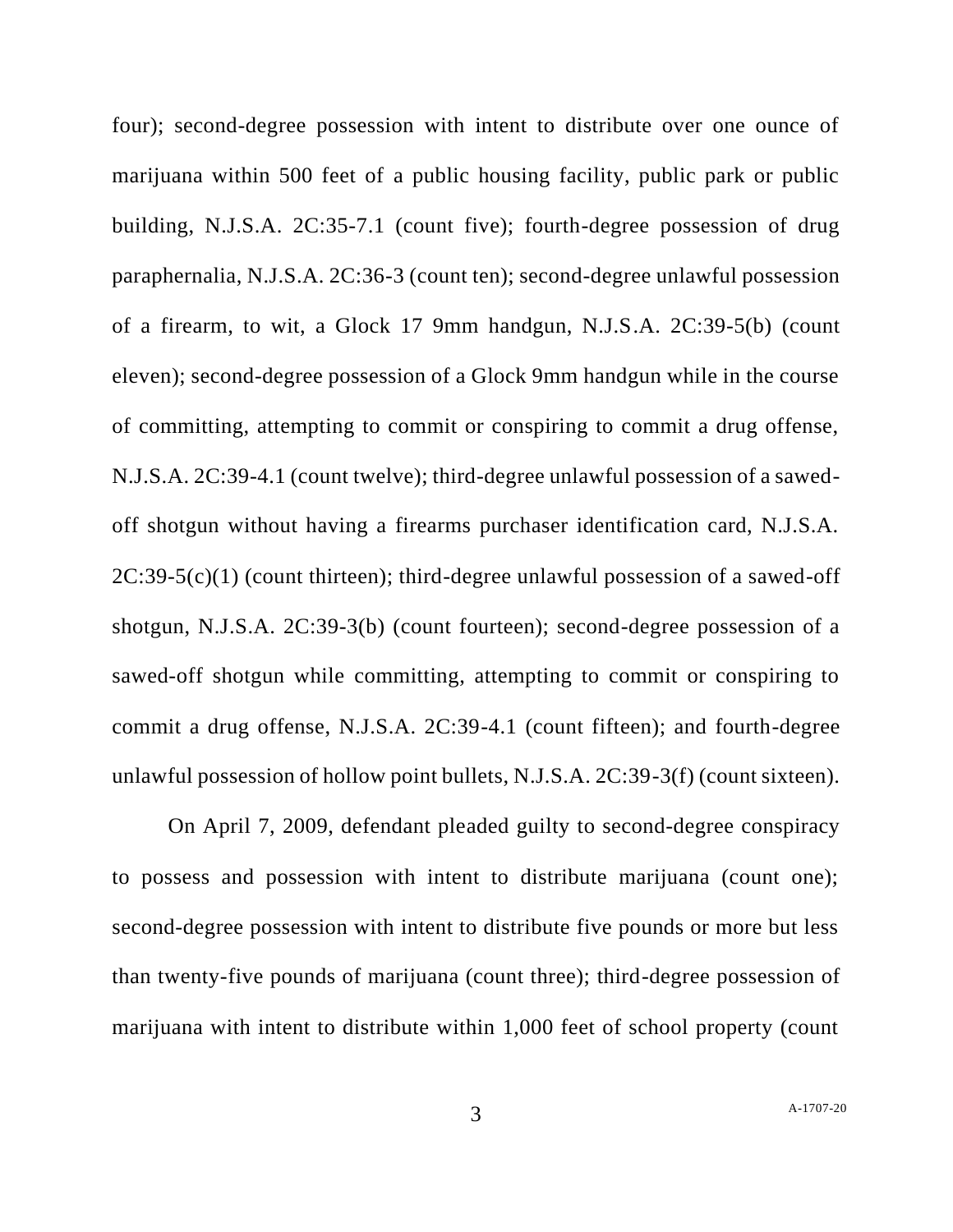four); second-degree possession with intent to distribute over one ounce of marijuana within 500 feet of a public housing facility, public park or public building, N.J.S.A. 2C:35-7.1 (count five); fourth-degree possession of drug paraphernalia, N.J.S.A. 2C:36-3 (count ten); second-degree unlawful possession of a firearm, to wit, a Glock 17 9mm handgun, N.J.S.A. 2C:39-5(b) (count eleven); second-degree possession of a Glock 9mm handgun while in the course of committing, attempting to commit or conspiring to commit a drug offense, N.J.S.A. 2C:39-4.1 (count twelve); third-degree unlawful possession of a sawed-off shotgun without having a firearms purchaser identification card, N.J.S.A. 2C:39-5(c)(1) (count thirteen); third-degree unlawful possession of a sawed-off shotgun, N.J.S.A. 2C:39-3(b) (count fourteen); second-degree possession of a sawed-off shotgun while committing, attempting to commit or conspiring to commit a drug offense, N.J.S.A. 2C:39-4.1 (count fifteen); and fourth-degree unlawful possession of hollow point bullets, N.J.S.A. 2C:39-3(f) (count sixteen).

On April 7, 2009, defendant pleaded guilty to second-degree conspiracy to possess and possession with intent to distribute marijuana (count one); second-degree possession with intent to distribute five pounds or more but less than twenty-five pounds of marijuana (count three); third-degree possession of marijuana with intent to distribute within 1,000 feet of school property (count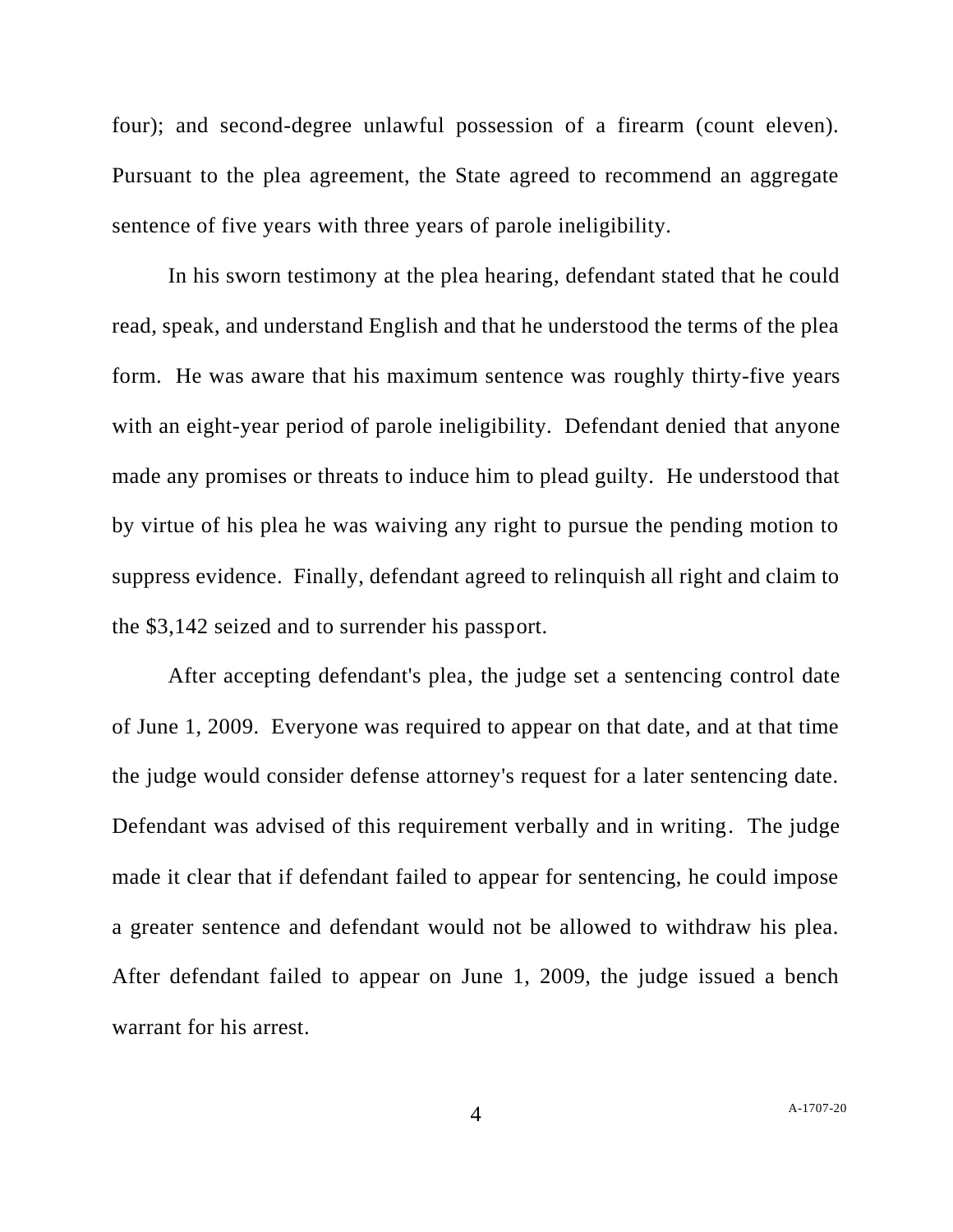four); and second-degree unlawful possession of a firearm (count eleven). Pursuant to the plea agreement, the State agreed to recommend an aggregate sentence of five years with three years of parole ineligibility.

In his sworn testimony at the plea hearing, defendant stated that he could read, speak, and understand English and that he understood the terms of the plea form. He was aware that his maximum sentence was roughly thirty-five years with an eight-year period of parole ineligibility. Defendant denied that anyone made any promises or threats to induce him to plead guilty. He understood that by virtue of his plea he was waiving any right to pursue the pending motion to suppress evidence. Finally, defendant agreed to relinquish all right and claim to the $3,142 seized and to surrender his passport.

After accepting defendant's plea, the judge set a sentencing control date of June 1, 2009. Everyone was required to appear on that date, and at that time the judge would consider defense attorney's request for a later sentencing date. Defendant was advised of this requirement verbally and in writing. The judge made it clear that if defendant failed to appear for sentencing, he could impose a greater sentence and defendant would not be allowed to withdraw his plea. After defendant failed to appear on June 1, 2009, the judge issued a bench warrant for his arrest.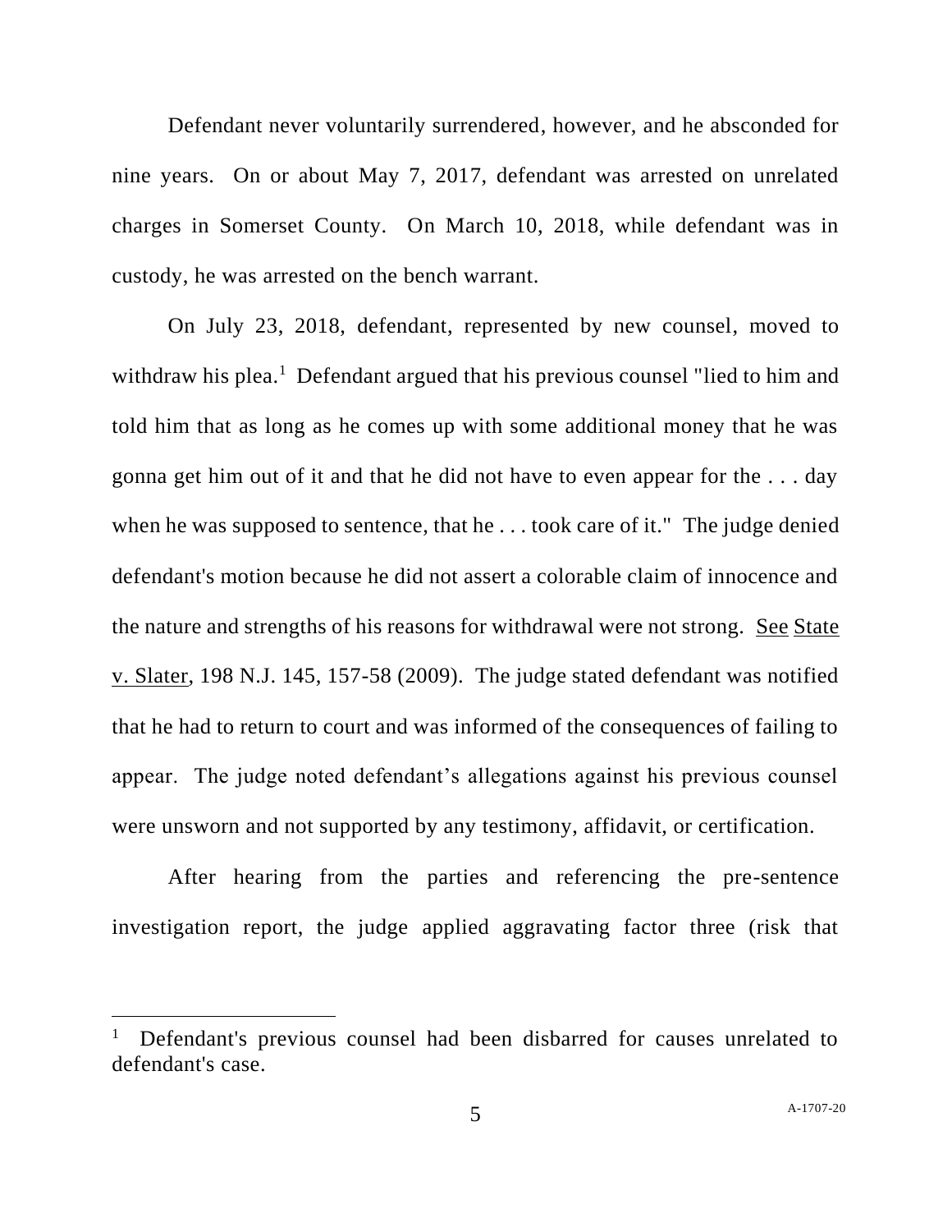Defendant never voluntarily surrendered, however, and he absconded for nine years. On or about May 7, 2017, defendant was arrested on unrelated charges in Somerset County. On March 10, 2018, while defendant was in custody, he was arrested on the bench warrant.

On July 23, 2018, defendant, represented by new counsel, moved to withdraw his plea.[1] Defendant argued that his previous counsel "lied to him and told him that as long as he comes up with some additional money that he was gonna get him out of it and that he did not have to even appear for the . . . day when he was supposed to sentence, that he . . . took care of it." The judge denied defendant's motion because he did not assert a colorable claim of innocence and the nature and strengths of his reasons for withdrawal were not strong. See State v. Slater, 198 N.J. 145, 157-58 (2009). The judge stated defendant was notified that he had to return to court and was informed of the consequences of failing to appear. The judge noted defendant's allegations against his previous counsel were unsworn and not supported by any testimony, affidavit, or certification.

After hearing from the parties and referencing the pre-sentence investigation report, the judge applied aggravating factor three (risk that

---

[1] Defendant's previous counsel had been disbarred for causes unrelated to defendant's case.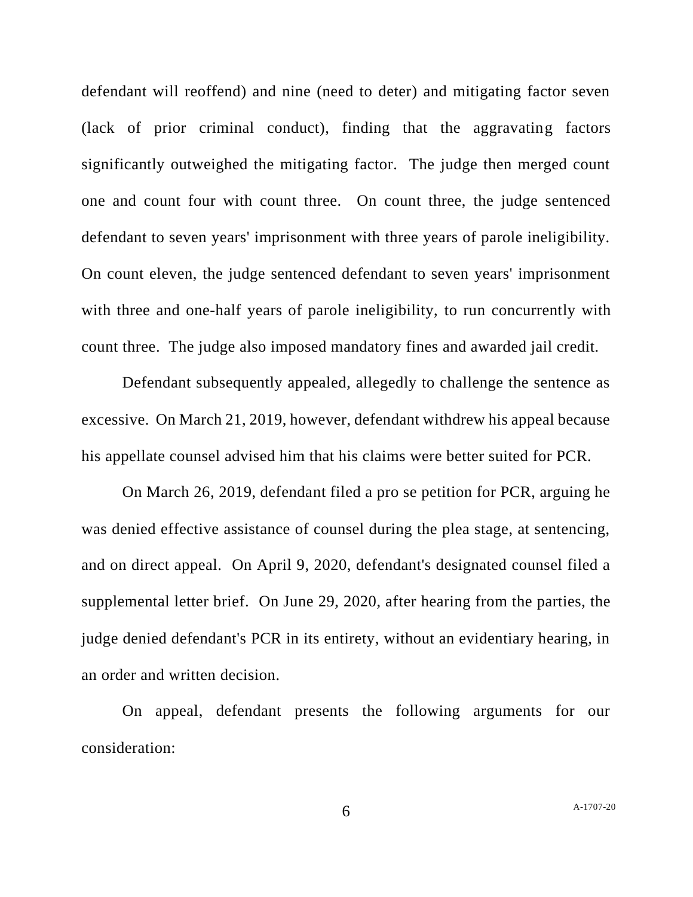defendant will reoffend) and nine (need to deter) and mitigating factor seven (lack of prior criminal conduct), finding that the aggravating factors significantly outweighed the mitigating factor. The judge then merged count one and count four with count three. On count three, the judge sentenced defendant to seven years' imprisonment with three years of parole ineligibility. On count eleven, the judge sentenced defendant to seven years' imprisonment with three and one-half years of parole ineligibility, to run concurrently with count three. The judge also imposed mandatory fines and awarded jail credit.

Defendant subsequently appealed, allegedly to challenge the sentence as excessive. On March 21, 2019, however, defendant withdrew his appeal because his appellate counsel advised him that his claims were better suited for PCR.

On March 26, 2019, defendant filed a pro se petition for PCR, arguing he was denied effective assistance of counsel during the plea stage, at sentencing, and on direct appeal. On April 9, 2020, defendant's designated counsel filed a supplemental letter brief. On June 29, 2020, after hearing from the parties, the judge denied defendant's PCR in its entirety, without an evidentiary hearing, in an order and written decision.

On appeal, defendant presents the following arguments for our consideration: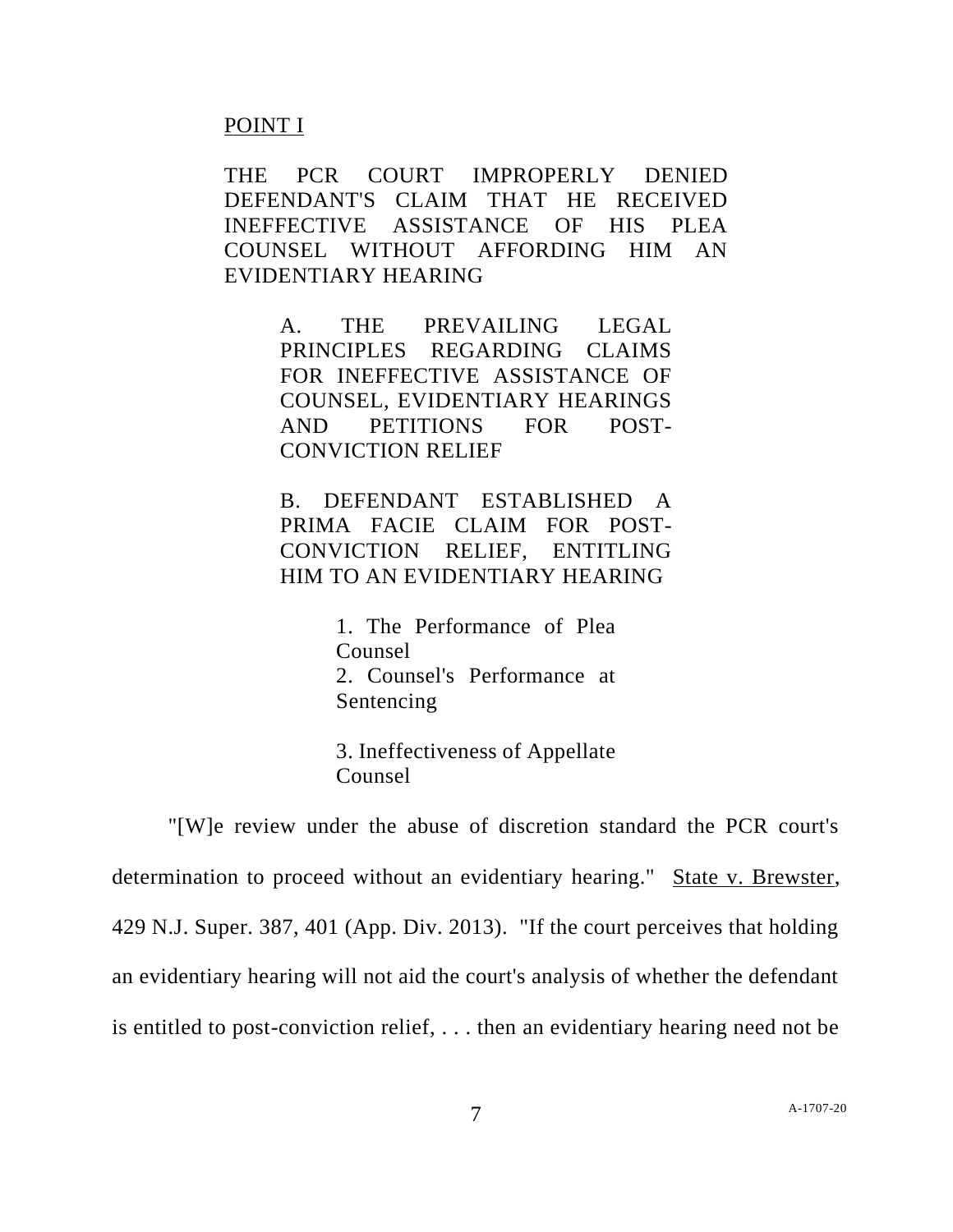POINT I

THE PCR COURT IMPROPERLY DENIED DEFENDANT'S CLAIM THAT HE RECEIVED INEFFECTIVE ASSISTANCE OF HIS PLEA COUNSEL WITHOUT AFFORDING HIM AN EVIDENTIARY HEARING

> A. THE PREVAILING LEGAL PRINCIPLES REGARDING CLAIMS FOR INEFFECTIVE ASSISTANCE OF COUNSEL, EVIDENTIARY HEARINGS AND PETITIONS FOR POST-CONVICTION RELIEF
>
> B. DEFENDANT ESTABLISHED A PRIMA FACIE CLAIM FOR POST-CONVICTION RELIEF, ENTITLING HIM TO AN EVIDENTIARY HEARING
>
> > 1. The Performance of Plea Counsel
> > 2. Counsel's Performance at Sentencing
> >
> > 3. Ineffectiveness of Appellate Counsel

"[W]e review under the abuse of discretion standard the PCR court's determination to proceed without an evidentiary hearing." State v. Brewster, 429 N.J. Super. 387, 401 (App. Div. 2013). "If the court perceives that holding an evidentiary hearing will not aid the court's analysis of whether the defendant is entitled to post-conviction relief, . . . then an evidentiary hearing need not be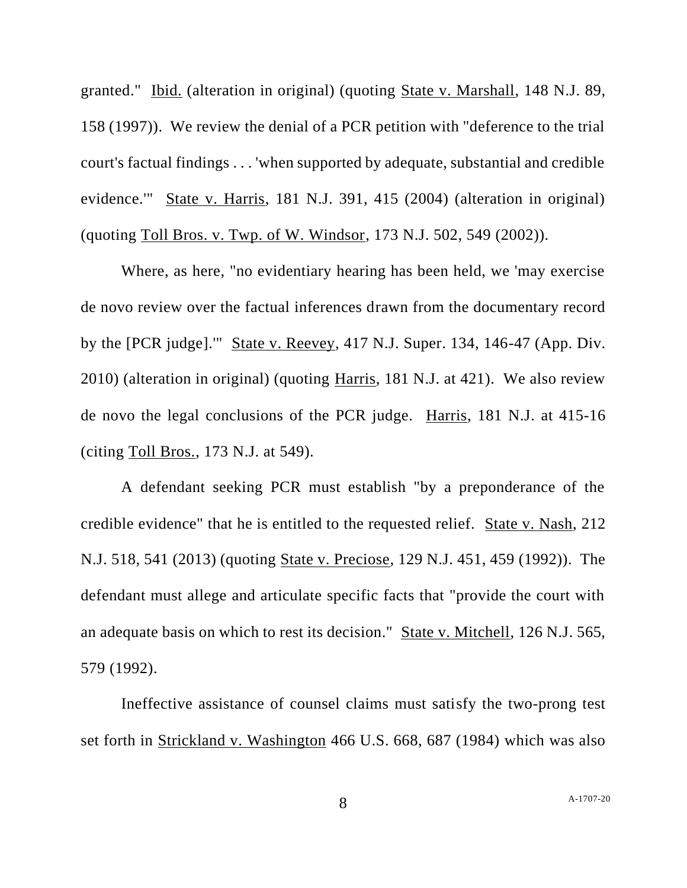granted." Ibid. (alteration in original) (quoting State v. Marshall, 148 N.J. 89, 158 (1997)). We review the denial of a PCR petition with "deference to the trial court's factual findings . . . 'when supported by adequate, substantial and credible evidence.'" State v. Harris, 181 N.J. 391, 415 (2004) (alteration in original) (quoting Toll Bros. v. Twp. of W. Windsor, 173 N.J. 502, 549 (2002)).

Where, as here, "no evidentiary hearing has been held, we 'may exercise de novo review over the factual inferences drawn from the documentary record by the [PCR judge].'" State v. Reevey, 417 N.J. Super. 134, 146-47 (App. Div. 2010) (alteration in original) (quoting Harris, 181 N.J. at 421). We also review de novo the legal conclusions of the PCR judge. Harris, 181 N.J. at 415-16 (citing Toll Bros., 173 N.J. at 549).

A defendant seeking PCR must establish "by a preponderance of the credible evidence" that he is entitled to the requested relief. State v. Nash, 212 N.J. 518, 541 (2013) (quoting State v. Preciose, 129 N.J. 451, 459 (1992)). The defendant must allege and articulate specific facts that "provide the court with an adequate basis on which to rest its decision." State v. Mitchell, 126 N.J. 565, 579 (1992).

Ineffective assistance of counsel claims must satisfy the two-prong test set forth in Strickland v. Washington 466 U.S. 668, 687 (1984) which was also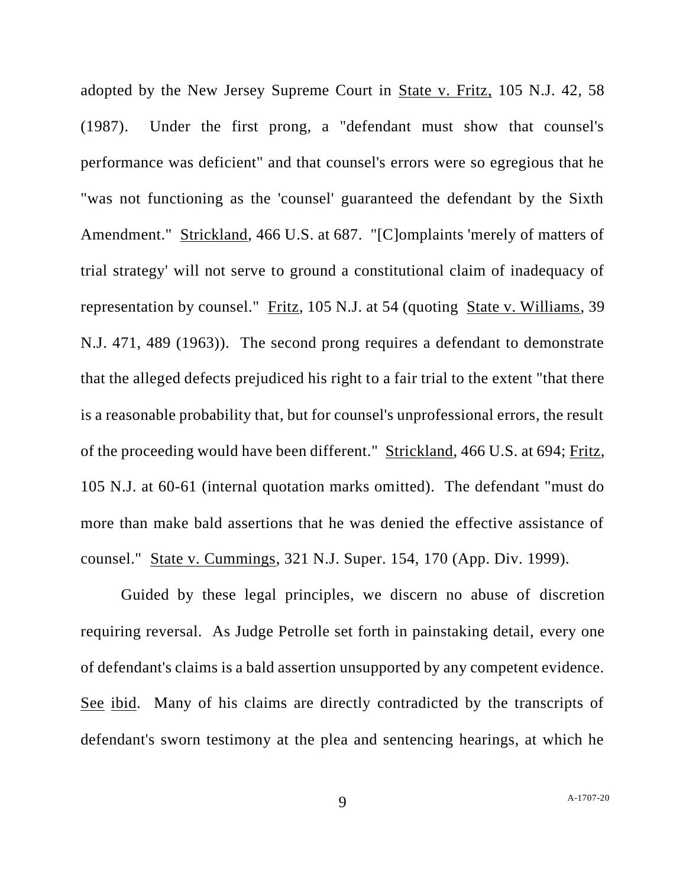adopted by the New Jersey Supreme Court in State v. Fritz, 105 N.J. 42, 58 (1987). Under the first prong, a "defendant must show that counsel's performance was deficient" and that counsel's errors were so egregious that he "was not functioning as the 'counsel' guaranteed the defendant by the Sixth Amendment." Strickland, 466 U.S. at 687. "[C]omplaints 'merely of matters of trial strategy' will not serve to ground a constitutional claim of inadequacy of representation by counsel." Fritz, 105 N.J. at 54 (quoting State v. Williams, 39 N.J. 471, 489 (1963)). The second prong requires a defendant to demonstrate that the alleged defects prejudiced his right to a fair trial to the extent "that there is a reasonable probability that, but for counsel's unprofessional errors, the result of the proceeding would have been different." Strickland, 466 U.S. at 694; Fritz, 105 N.J. at 60-61 (internal quotation marks omitted). The defendant "must do more than make bald assertions that he was denied the effective assistance of counsel." State v. Cummings, 321 N.J. Super. 154, 170 (App. Div. 1999).

Guided by these legal principles, we discern no abuse of discretion requiring reversal. As Judge Petrolle set forth in painstaking detail, every one of defendant's claims is a bald assertion unsupported by any competent evidence. See ibid. Many of his claims are directly contradicted by the transcripts of defendant's sworn testimony at the plea and sentencing hearings, at which he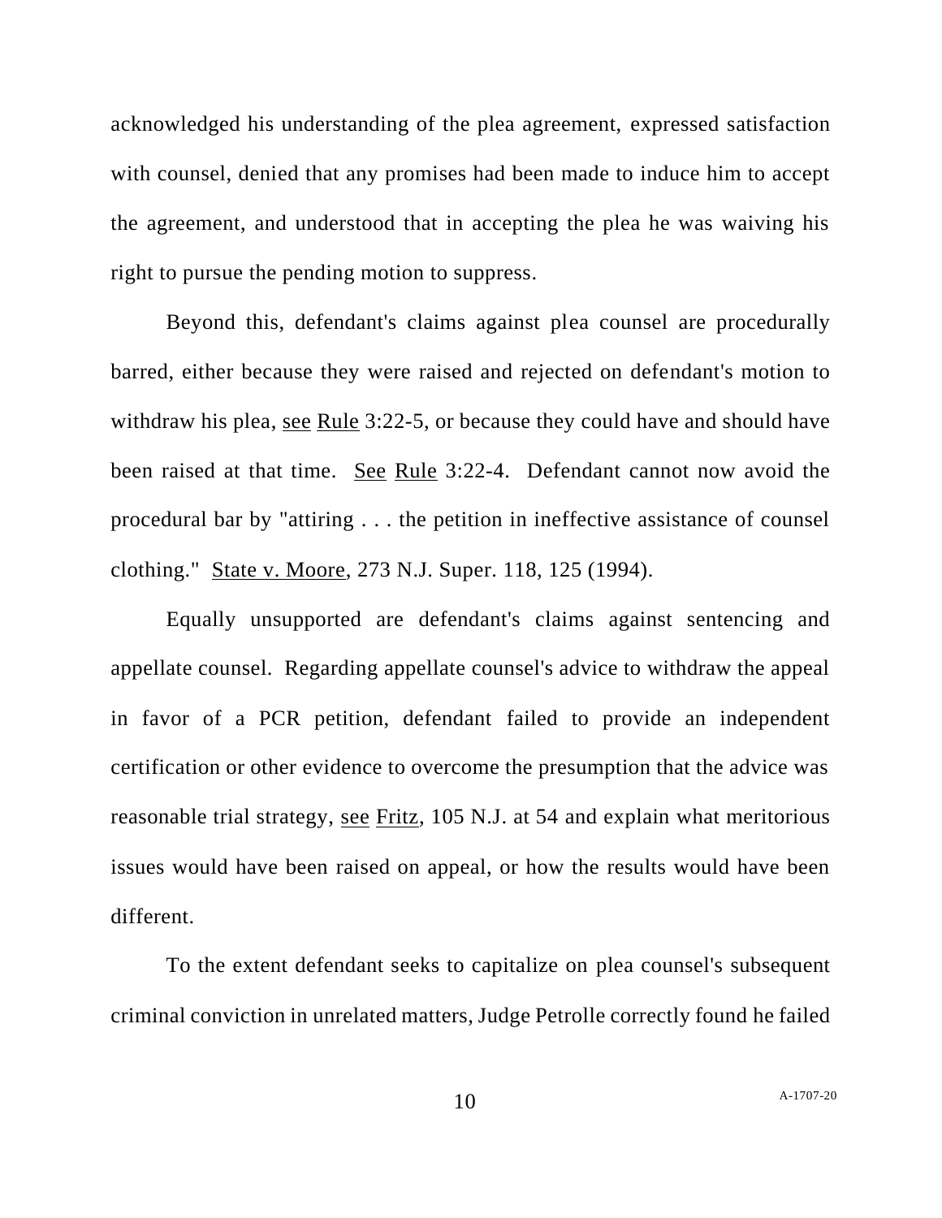acknowledged his understanding of the plea agreement, expressed satisfaction with counsel, denied that any promises had been made to induce him to accept the agreement, and understood that in accepting the plea he was waiving his right to pursue the pending motion to suppress.

Beyond this, defendant's claims against plea counsel are procedurally barred, either because they were raised and rejected on defendant's motion to withdraw his plea, see Rule 3:22-5, or because they could have and should have been raised at that time. See Rule 3:22-4. Defendant cannot now avoid the procedural bar by "attiring . . . the petition in ineffective assistance of counsel clothing." State v. Moore, 273 N.J. Super. 118, 125 (1994).

Equally unsupported are defendant's claims against sentencing and appellate counsel. Regarding appellate counsel's advice to withdraw the appeal in favor of a PCR petition, defendant failed to provide an independent certification or other evidence to overcome the presumption that the advice was reasonable trial strategy, see Fritz, 105 N.J. at 54 and explain what meritorious issues would have been raised on appeal, or how the results would have been different.

To the extent defendant seeks to capitalize on plea counsel's subsequent criminal conviction in unrelated matters, Judge Petrolle correctly found he failed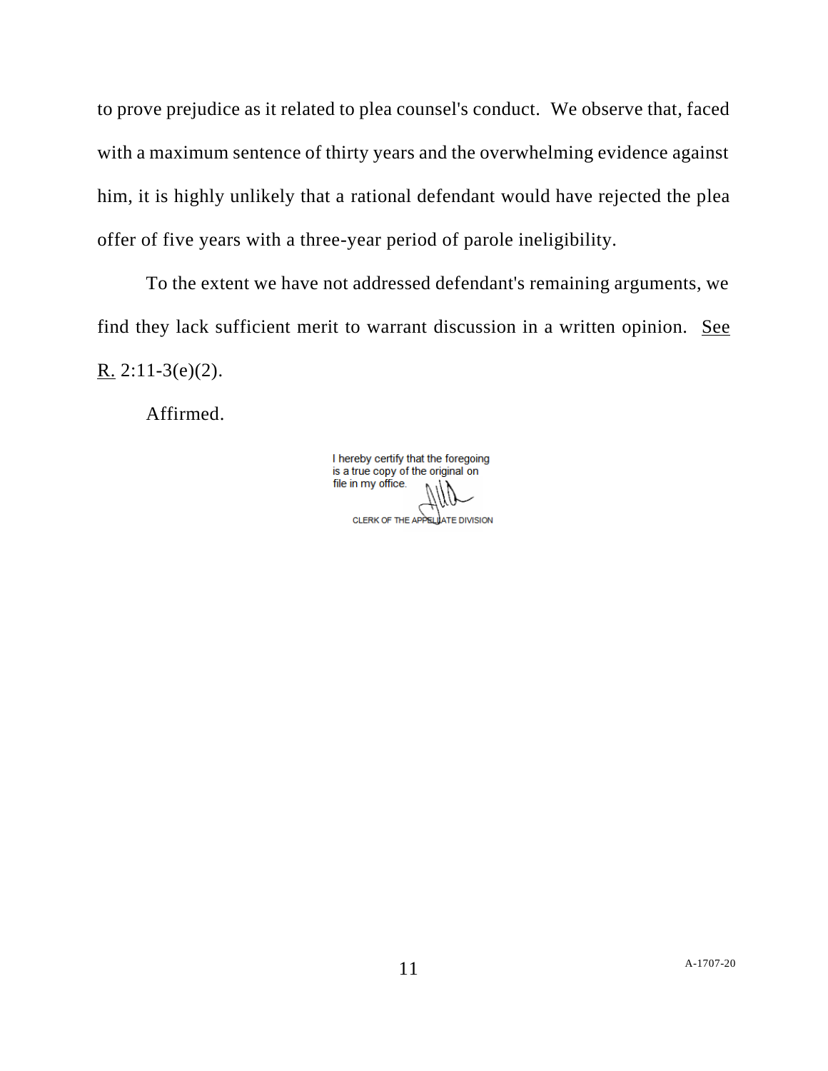to prove prejudice as it related to plea counsel's conduct. We observe that, faced with a maximum sentence of thirty years and the overwhelming evidence against him, it is highly unlikely that a rational defendant would have rejected the plea offer of five years with a three-year period of parole ineligibility.

To the extent we have not addressed defendant's remaining arguments, we find they lack sufficient merit to warrant discussion in a written opinion. See R. 2:11-3(e)(2).

Affirmed.

I hereby certify that the foregoing is a true copy of the original on file in my office.

CLERK OF THE APPELLATE DIVISION